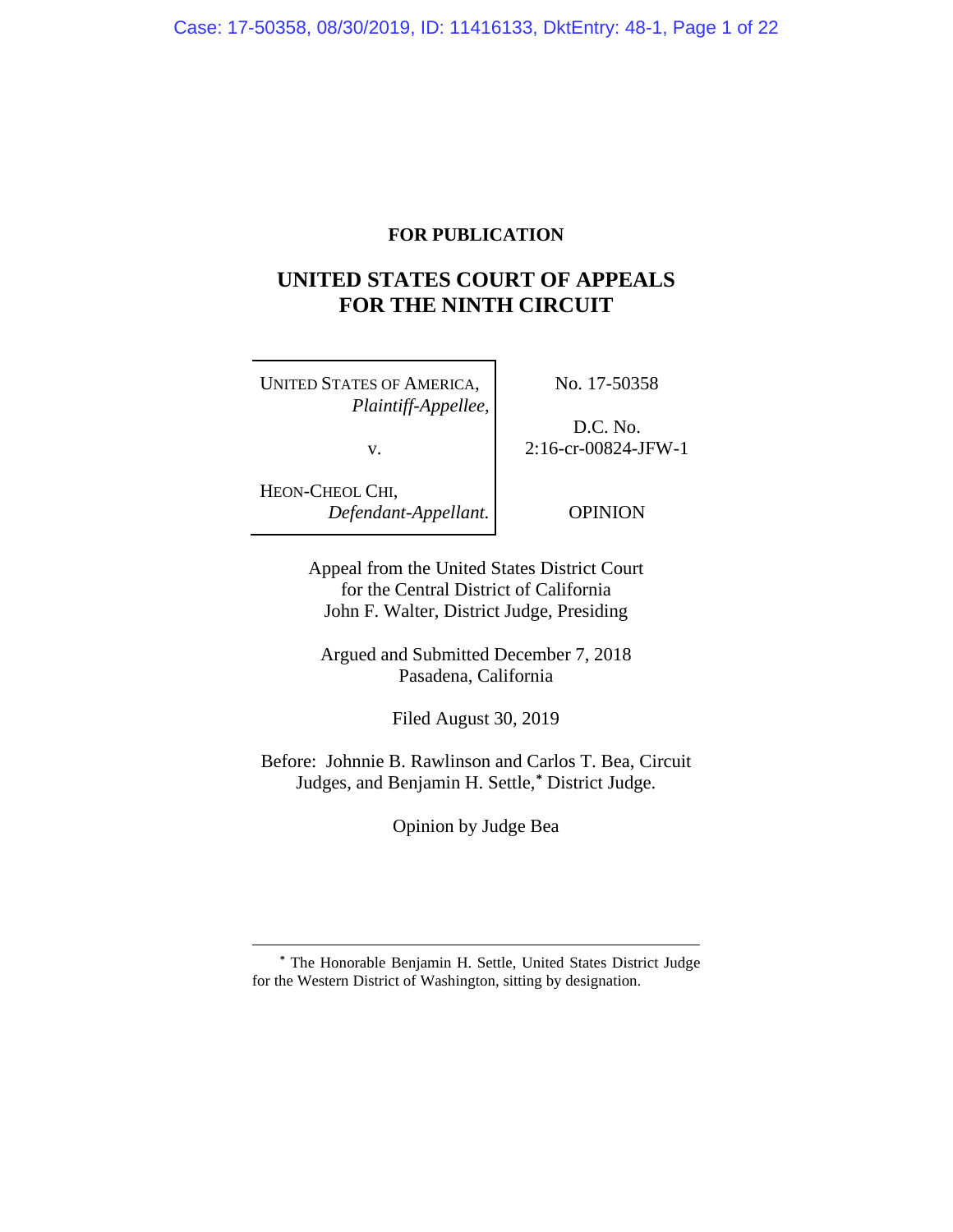**FOR PUBLICATION**

# UNITED STATES COURT OF APPEALS FOR THE NINTH CIRCUIT

| | |
|---|---|
| UNITED STATES OF AMERICA, *Plaintiff-Appellee*, v. HEON-CHEOL CHI, *Defendant-Appellant.* | No. 17-50358 D.C. No. 2:16-cr-00824-JFW-1 OPINION |

Appeal from the United States District Court
for the Central District of California
John F. Walter, District Judge, Presiding

Argued and Submitted December 7, 2018
Pasadena, California

Filed August 30, 2019

Before: Johnnie B. Rawlinson and Carlos T. Bea, Circuit Judges, and Benjamin H. Settle,* District Judge.

Opinion by Judge Bea

---

* The Honorable Benjamin H. Settle, United States District Judge for the Western District of Washington, sitting by designation.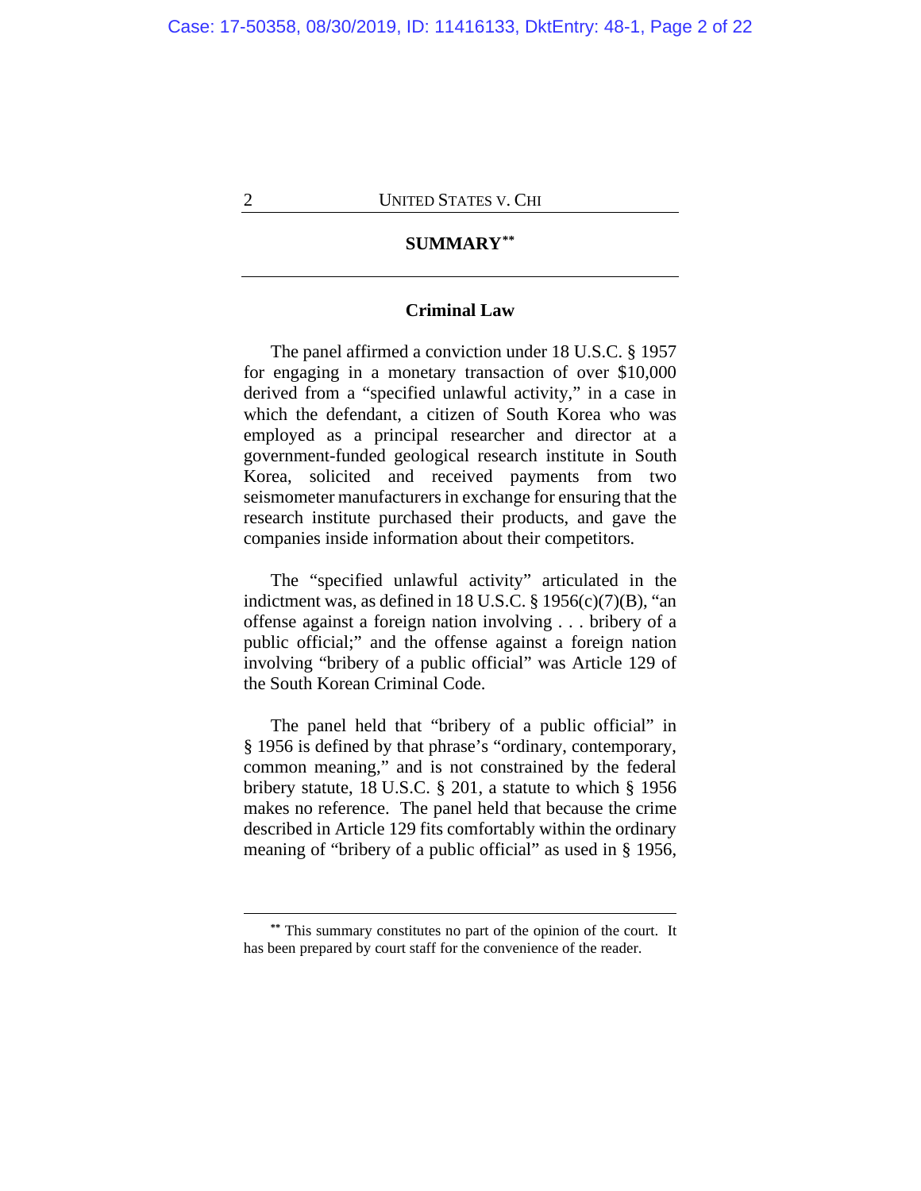## SUMMARY[**]

### Criminal Law

The panel affirmed a conviction under 18 U.S.C. § 1957 for engaging in a monetary transaction of over $10,000 derived from a "specified unlawful activity," in a case in which the defendant, a citizen of South Korea who was employed as a principal researcher and director at a government-funded geological research institute in South Korea, solicited and received payments from two seismometer manufacturers in exchange for ensuring that the research institute purchased their products, and gave the companies inside information about their competitors.

The "specified unlawful activity" articulated in the indictment was, as defined in 18 U.S.C. § 1956(c)(7)(B), "an offense against a foreign nation involving . . . bribery of a public official;" and the offense against a foreign nation involving "bribery of a public official" was Article 129 of the South Korean Criminal Code.

The panel held that "bribery of a public official" in § 1956 is defined by that phrase's "ordinary, contemporary, common meaning," and is not constrained by the federal bribery statute, 18 U.S.C. § 201, a statute to which § 1956 makes no reference. The panel held that because the crime described in Article 129 fits comfortably within the ordinary meaning of "bribery of a public official" as used in § 1956,

---

[**] This summary constitutes no part of the opinion of the court. It has been prepared by court staff for the convenience of the reader.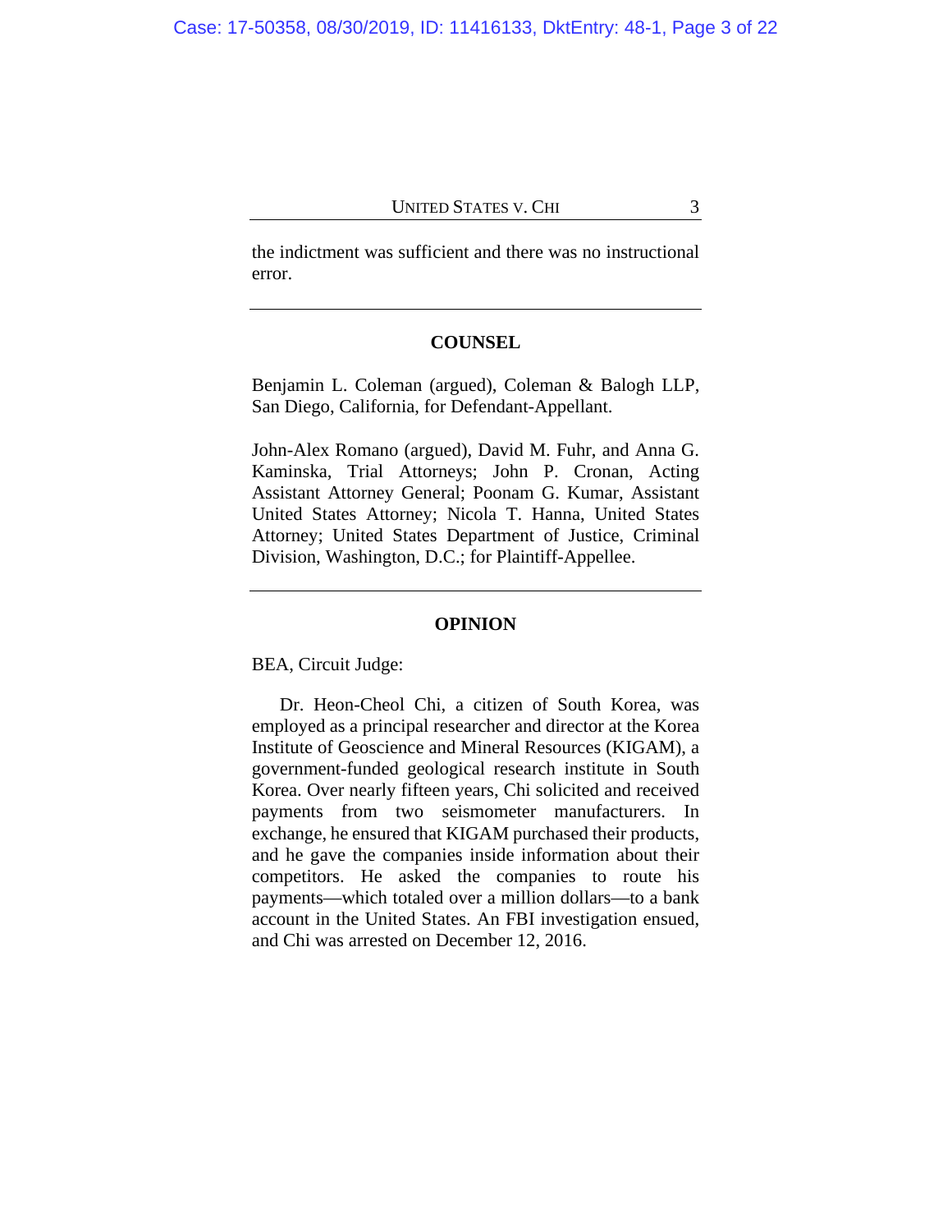the indictment was sufficient and there was no instructional error.

---

## COUNSEL

Benjamin L. Coleman (argued), Coleman & Balogh LLP, San Diego, California, for Defendant-Appellant.

John-Alex Romano (argued), David M. Fuhr, and Anna G. Kaminska, Trial Attorneys; John P. Cronan, Acting Assistant Attorney General; Poonam G. Kumar, Assistant United States Attorney; Nicola T. Hanna, United States Attorney; United States Department of Justice, Criminal Division, Washington, D.C.; for Plaintiff-Appellee.

---

## OPINION

BEA, Circuit Judge:

Dr. Heon-Cheol Chi, a citizen of South Korea, was employed as a principal researcher and director at the Korea Institute of Geoscience and Mineral Resources (KIGAM), a government-funded geological research institute in South Korea. Over nearly fifteen years, Chi solicited and received payments from two seismometer manufacturers. In exchange, he ensured that KIGAM purchased their products, and he gave the companies inside information about their competitors. He asked the companies to route his payments—which totaled over a million dollars—to a bank account in the United States. An FBI investigation ensued, and Chi was arrested on December 12, 2016.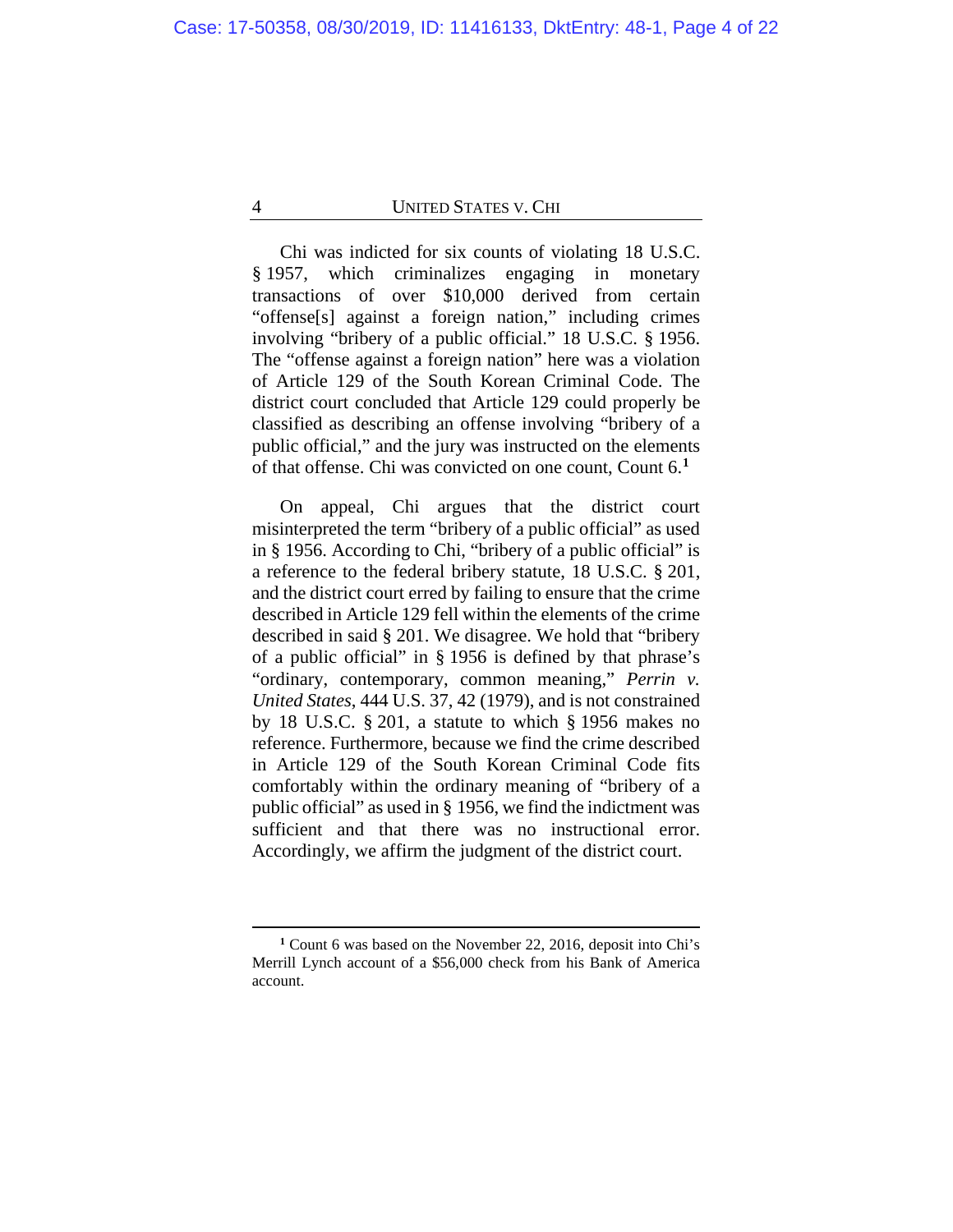Chi was indicted for six counts of violating 18 U.S.C. § 1957, which criminalizes engaging in monetary transactions of over $10,000 derived from certain "offense[s] against a foreign nation," including crimes involving "bribery of a public official." 18 U.S.C. § 1956. The "offense against a foreign nation" here was a violation of Article 129 of the South Korean Criminal Code. The district court concluded that Article 129 could properly be classified as describing an offense involving "bribery of a public official," and the jury was instructed on the elements of that offense. Chi was convicted on one count, Count 6.[1]

On appeal, Chi argues that the district court misinterpreted the term "bribery of a public official" as used in § 1956. According to Chi, "bribery of a public official" is a reference to the federal bribery statute, 18 U.S.C. § 201, and the district court erred by failing to ensure that the crime described in Article 129 fell within the elements of the crime described in said § 201. We disagree. We hold that "bribery of a public official" in § 1956 is defined by that phrase's "ordinary, contemporary, common meaning," *Perrin v. United States*, 444 U.S. 37, 42 (1979), and is not constrained by 18 U.S.C. § 201, a statute to which § 1956 makes no reference. Furthermore, because we find the crime described in Article 129 of the South Korean Criminal Code fits comfortably within the ordinary meaning of "bribery of a public official" as used in § 1956, we find the indictment was sufficient and that there was no instructional error. Accordingly, we affirm the judgment of the district court.

---

[1] Count 6 was based on the November 22, 2016, deposit into Chi's Merrill Lynch account of a $56,000 check from his Bank of America account.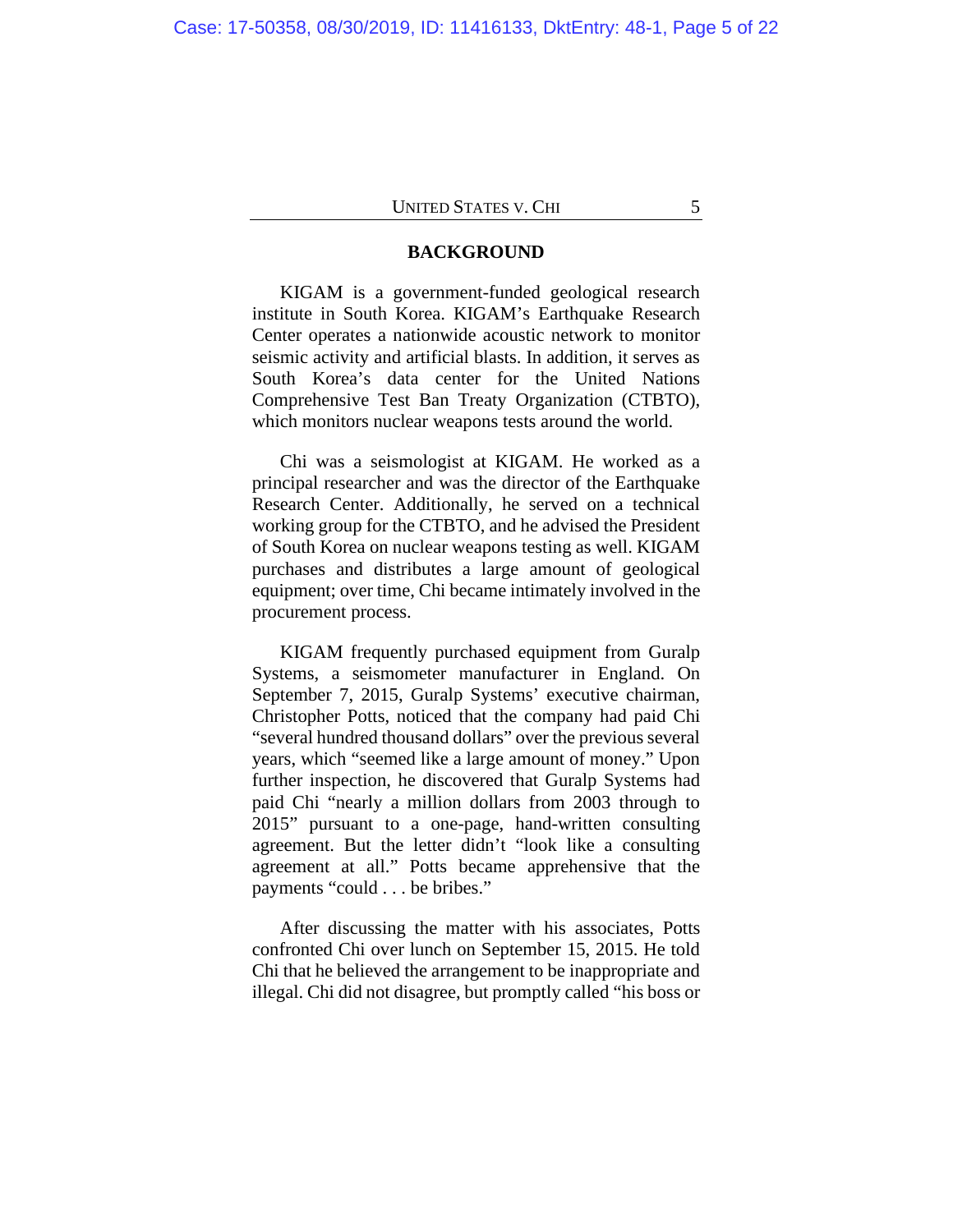## BACKGROUND

KIGAM is a government-funded geological research institute in South Korea. KIGAM's Earthquake Research Center operates a nationwide acoustic network to monitor seismic activity and artificial blasts. In addition, it serves as South Korea's data center for the United Nations Comprehensive Test Ban Treaty Organization (CTBTO), which monitors nuclear weapons tests around the world.

Chi was a seismologist at KIGAM. He worked as a principal researcher and was the director of the Earthquake Research Center. Additionally, he served on a technical working group for the CTBTO, and he advised the President of South Korea on nuclear weapons testing as well. KIGAM purchases and distributes a large amount of geological equipment; over time, Chi became intimately involved in the procurement process.

KIGAM frequently purchased equipment from Guralp Systems, a seismometer manufacturer in England. On September 7, 2015, Guralp Systems' executive chairman, Christopher Potts, noticed that the company had paid Chi "several hundred thousand dollars" over the previous several years, which "seemed like a large amount of money." Upon further inspection, he discovered that Guralp Systems had paid Chi "nearly a million dollars from 2003 through to 2015" pursuant to a one-page, hand-written consulting agreement. But the letter didn't "look like a consulting agreement at all." Potts became apprehensive that the payments "could . . . be bribes."

After discussing the matter with his associates, Potts confronted Chi over lunch on September 15, 2015. He told Chi that he believed the arrangement to be inappropriate and illegal. Chi did not disagree, but promptly called "his boss or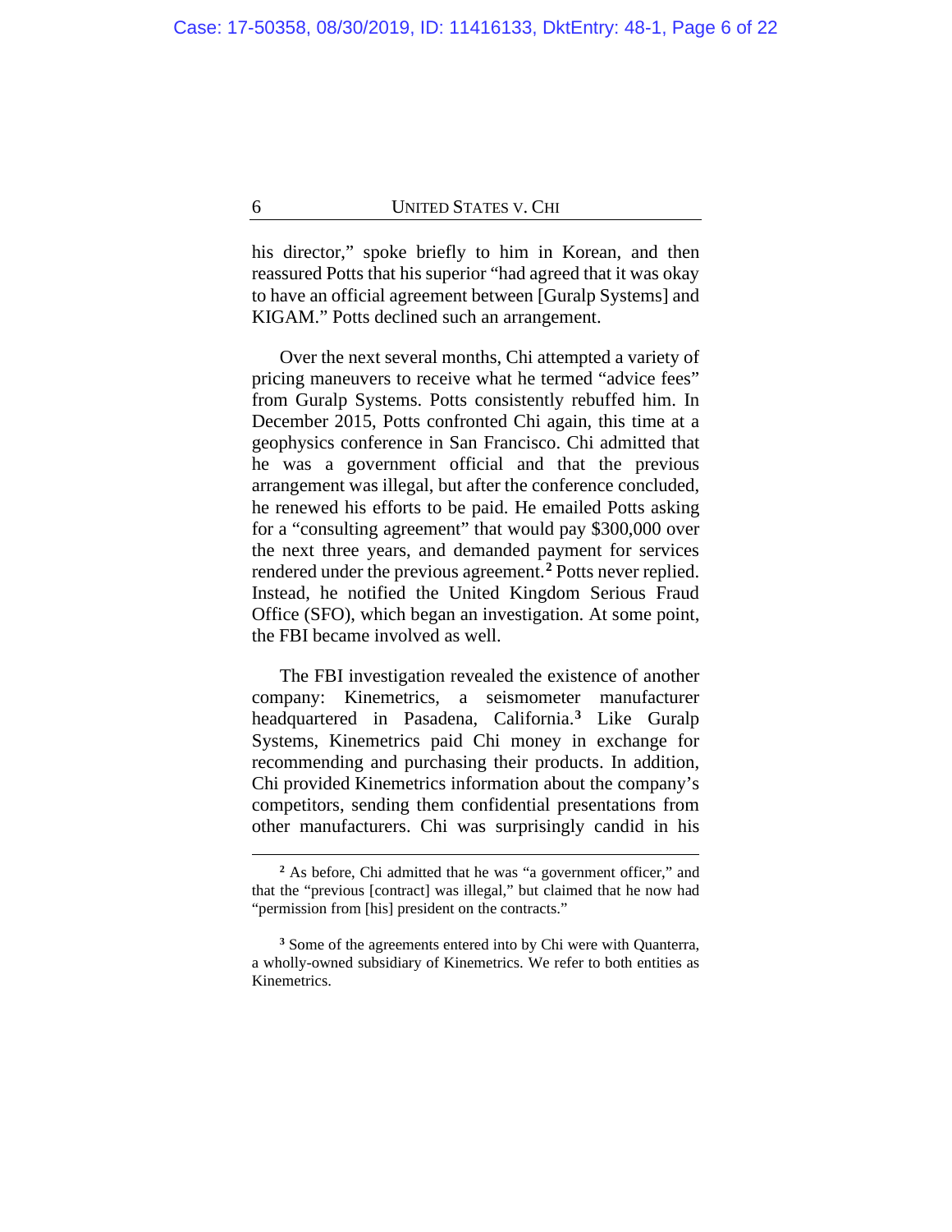his director," spoke briefly to him in Korean, and then reassured Potts that his superior "had agreed that it was okay to have an official agreement between [Guralp Systems] and KIGAM." Potts declined such an arrangement.

Over the next several months, Chi attempted a variety of pricing maneuvers to receive what he termed "advice fees" from Guralp Systems. Potts consistently rebuffed him. In December 2015, Potts confronted Chi again, this time at a geophysics conference in San Francisco. Chi admitted that he was a government official and that the previous arrangement was illegal, but after the conference concluded, he renewed his efforts to be paid. He emailed Potts asking for a "consulting agreement" that would pay $300,000 over the next three years, and demanded payment for services rendered under the previous agreement.[2] Potts never replied. Instead, he notified the United Kingdom Serious Fraud Office (SFO), which began an investigation. At some point, the FBI became involved as well.

The FBI investigation revealed the existence of another company: Kinemetrics, a seismometer manufacturer headquartered in Pasadena, California.[3] Like Guralp Systems, Kinemetrics paid Chi money in exchange for recommending and purchasing their products. In addition, Chi provided Kinemetrics information about the company's competitors, sending them confidential presentations from other manufacturers. Chi was surprisingly candid in his

---

[2] As before, Chi admitted that he was "a government officer," and that the "previous [contract] was illegal," but claimed that he now had "permission from [his] president on the contracts."

[3] Some of the agreements entered into by Chi were with Quanterra, a wholly-owned subsidiary of Kinemetrics. We refer to both entities as Kinemetrics.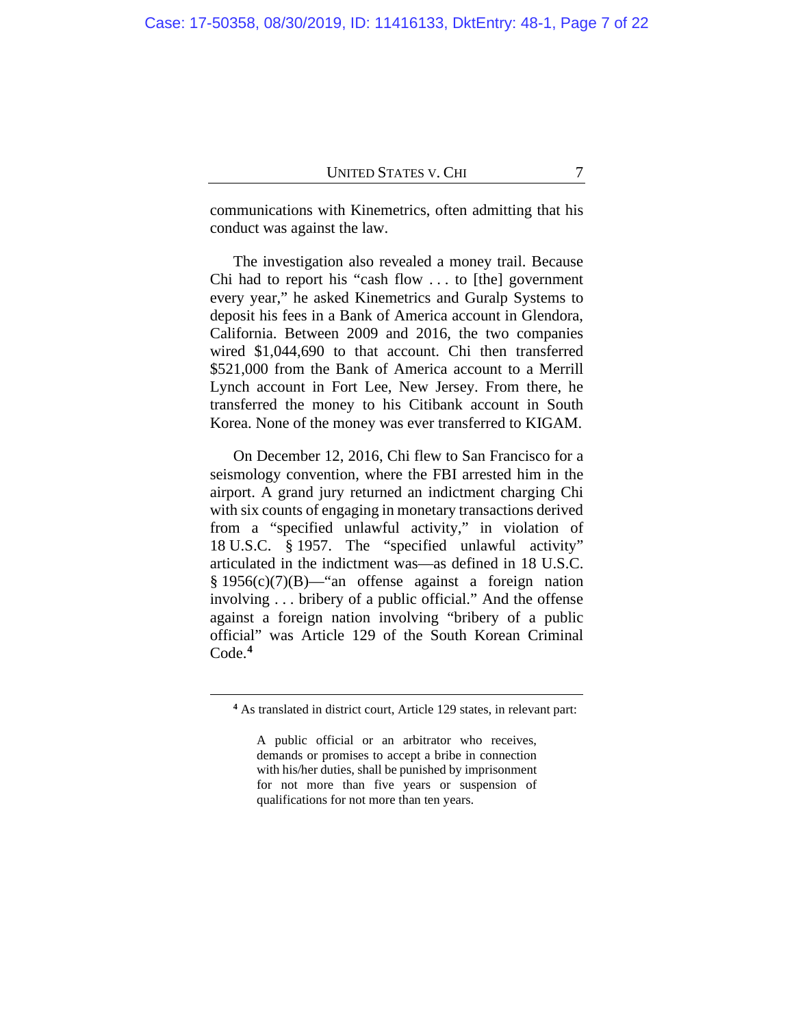communications with Kinemetrics, often admitting that his conduct was against the law.

The investigation also revealed a money trail. Because Chi had to report his "cash flow . . . to [the] government every year," he asked Kinemetrics and Guralp Systems to deposit his fees in a Bank of America account in Glendora, California. Between 2009 and 2016, the two companies wired $1,044,690 to that account. Chi then transferred $521,000 from the Bank of America account to a Merrill Lynch account in Fort Lee, New Jersey. From there, he transferred the money to his Citibank account in South Korea. None of the money was ever transferred to KIGAM.

On December 12, 2016, Chi flew to San Francisco for a seismology convention, where the FBI arrested him in the airport. A grand jury returned an indictment charging Chi with six counts of engaging in monetary transactions derived from a "specified unlawful activity," in violation of 18 U.S.C. § 1957. The "specified unlawful activity" articulated in the indictment was—as defined in 18 U.S.C. § 1956(c)(7)(B)—"an offense against a foreign nation involving . . . bribery of a public official." And the offense against a foreign nation involving "bribery of a public official" was Article 129 of the South Korean Criminal Code.[4]

---

[4] As translated in district court, Article 129 states, in relevant part:

> A public official or an arbitrator who receives, demands or promises to accept a bribe in connection with his/her duties, shall be punished by imprisonment for not more than five years or suspension of qualifications for not more than ten years.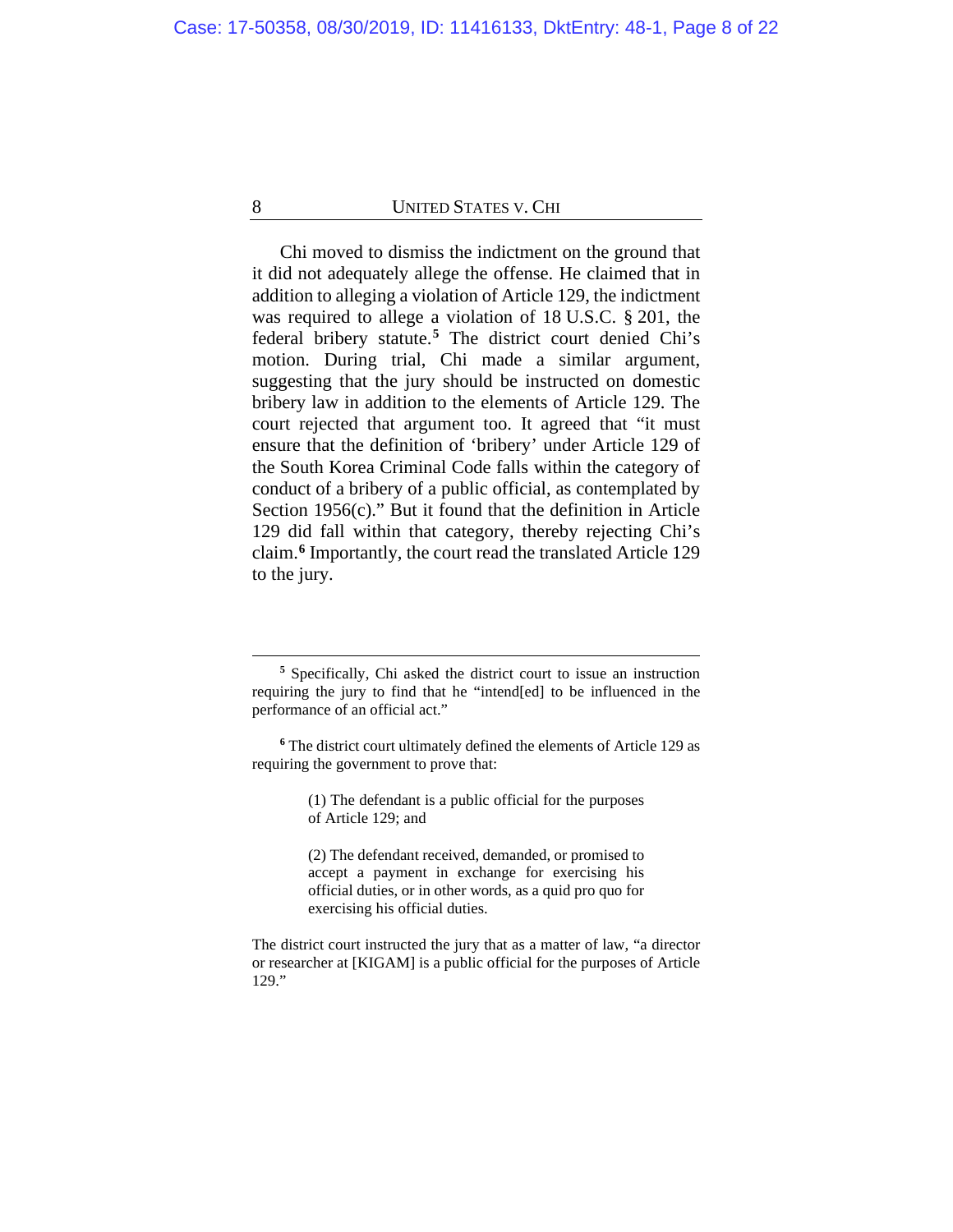Chi moved to dismiss the indictment on the ground that it did not adequately allege the offense. He claimed that in addition to alleging a violation of Article 129, the indictment was required to allege a violation of 18 U.S.C. § 201, the federal bribery statute.[5] The district court denied Chi's motion. During trial, Chi made a similar argument, suggesting that the jury should be instructed on domestic bribery law in addition to the elements of Article 129. The court rejected that argument too. It agreed that "it must ensure that the definition of 'bribery' under Article 129 of the South Korea Criminal Code falls within the category of conduct of a bribery of a public official, as contemplated by Section 1956(c)." But it found that the definition in Article 129 did fall within that category, thereby rejecting Chi's claim.[6] Importantly, the court read the translated Article 129 to the jury.

---

[5] Specifically, Chi asked the district court to issue an instruction requiring the jury to find that he "intend[ed] to be influenced in the performance of an official act."

[6] The district court ultimately defined the elements of Article 129 as requiring the government to prove that:

> (1) The defendant is a public official for the purposes of Article 129; and
>
> (2) The defendant received, demanded, or promised to accept a payment in exchange for exercising his official duties, or in other words, as a quid pro quo for exercising his official duties.

The district court instructed the jury that as a matter of law, "a director or researcher at [KIGAM] is a public official for the purposes of Article 129."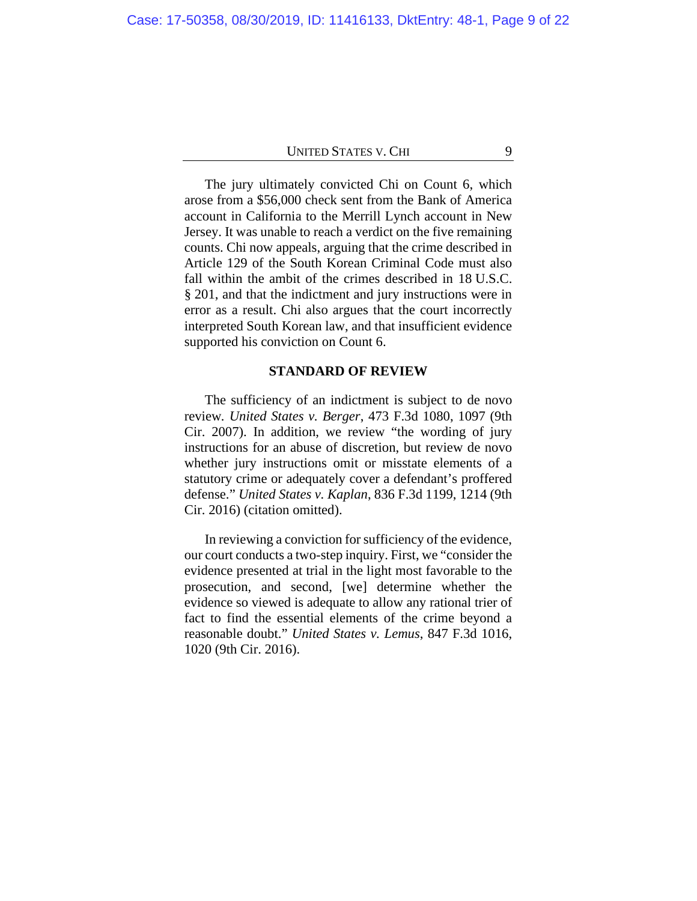The jury ultimately convicted Chi on Count 6, which arose from a $56,000 check sent from the Bank of America account in California to the Merrill Lynch account in New Jersey. It was unable to reach a verdict on the five remaining counts. Chi now appeals, arguing that the crime described in Article 129 of the South Korean Criminal Code must also fall within the ambit of the crimes described in 18 U.S.C. § 201, and that the indictment and jury instructions were in error as a result. Chi also argues that the court incorrectly interpreted South Korean law, and that insufficient evidence supported his conviction on Count 6.

## STANDARD OF REVIEW

The sufficiency of an indictment is subject to de novo review. *United States v. Berger*, 473 F.3d 1080, 1097 (9th Cir. 2007). In addition, we review "the wording of jury instructions for an abuse of discretion, but review de novo whether jury instructions omit or misstate elements of a statutory crime or adequately cover a defendant's proffered defense." *United States v. Kaplan*, 836 F.3d 1199, 1214 (9th Cir. 2016) (citation omitted).

In reviewing a conviction for sufficiency of the evidence, our court conducts a two-step inquiry. First, we "consider the evidence presented at trial in the light most favorable to the prosecution, and second, [we] determine whether the evidence so viewed is adequate to allow any rational trier of fact to find the essential elements of the crime beyond a reasonable doubt." *United States v. Lemus*, 847 F.3d 1016, 1020 (9th Cir. 2016).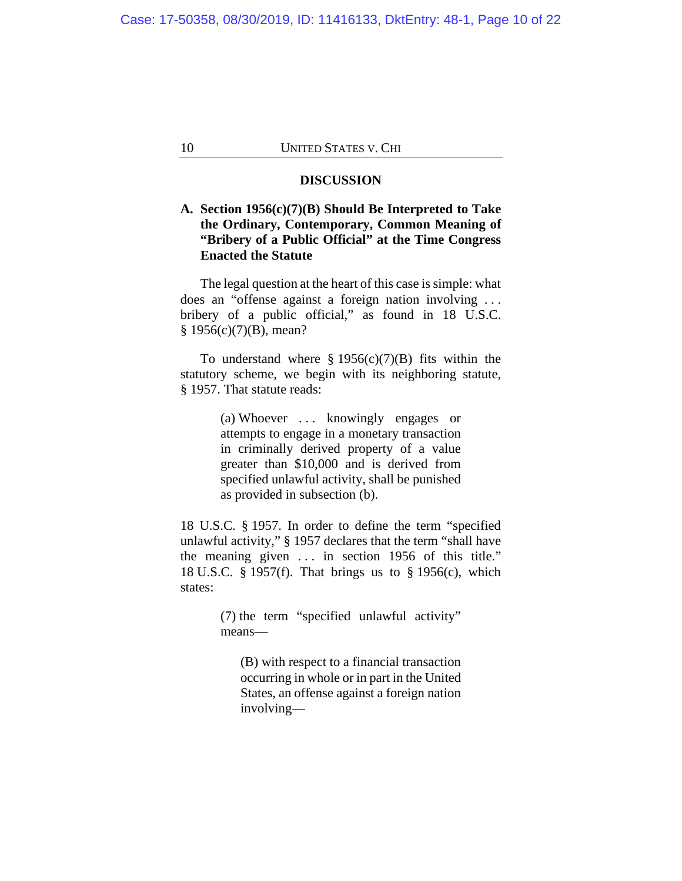## DISCUSSION

### A. Section 1956(c)(7)(B) Should Be Interpreted to Take the Ordinary, Contemporary, Common Meaning of "Bribery of a Public Official" at the Time Congress Enacted the Statute

The legal question at the heart of this case is simple: what does an "offense against a foreign nation involving . . . bribery of a public official," as found in 18 U.S.C. § 1956(c)(7)(B), mean?

To understand where § 1956(c)(7)(B) fits within the statutory scheme, we begin with its neighboring statute, § 1957. That statute reads:

> (a) Whoever . . . knowingly engages or attempts to engage in a monetary transaction in criminally derived property of a value greater than $10,000 and is derived from specified unlawful activity, shall be punished as provided in subsection (b).

18 U.S.C. § 1957. In order to define the term "specified unlawful activity," § 1957 declares that the term "shall have the meaning given . . . in section 1956 of this title." 18 U.S.C. § 1957(f). That brings us to § 1956(c), which states:

> (7) the term "specified unlawful activity" means—
>
> > (B) with respect to a financial transaction occurring in whole or in part in the United States, an offense against a foreign nation involving—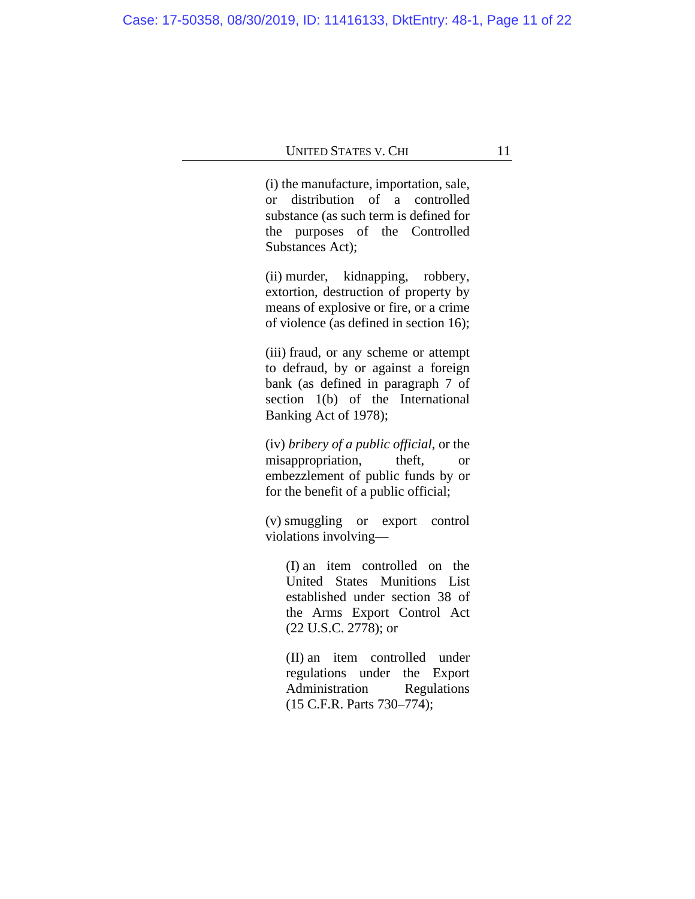(i) the manufacture, importation, sale, or distribution of a controlled substance (as such term is defined for the purposes of the Controlled Substances Act);

(ii) murder, kidnapping, robbery, extortion, destruction of property by means of explosive or fire, or a crime of violence (as defined in section 16);

(iii) fraud, or any scheme or attempt to defraud, by or against a foreign bank (as defined in paragraph 7 of section 1(b) of the International Banking Act of 1978);

(iv) *bribery of a public official*, or the misappropriation, theft, or embezzlement of public funds by or for the benefit of a public official;

(v) smuggling or export control violations involving—

> (I) an item controlled on the United States Munitions List established under section 38 of the Arms Export Control Act (22 U.S.C. 2778); or
>
> (II) an item controlled under regulations under the Export Administration Regulations (15 C.F.R. Parts 730–774);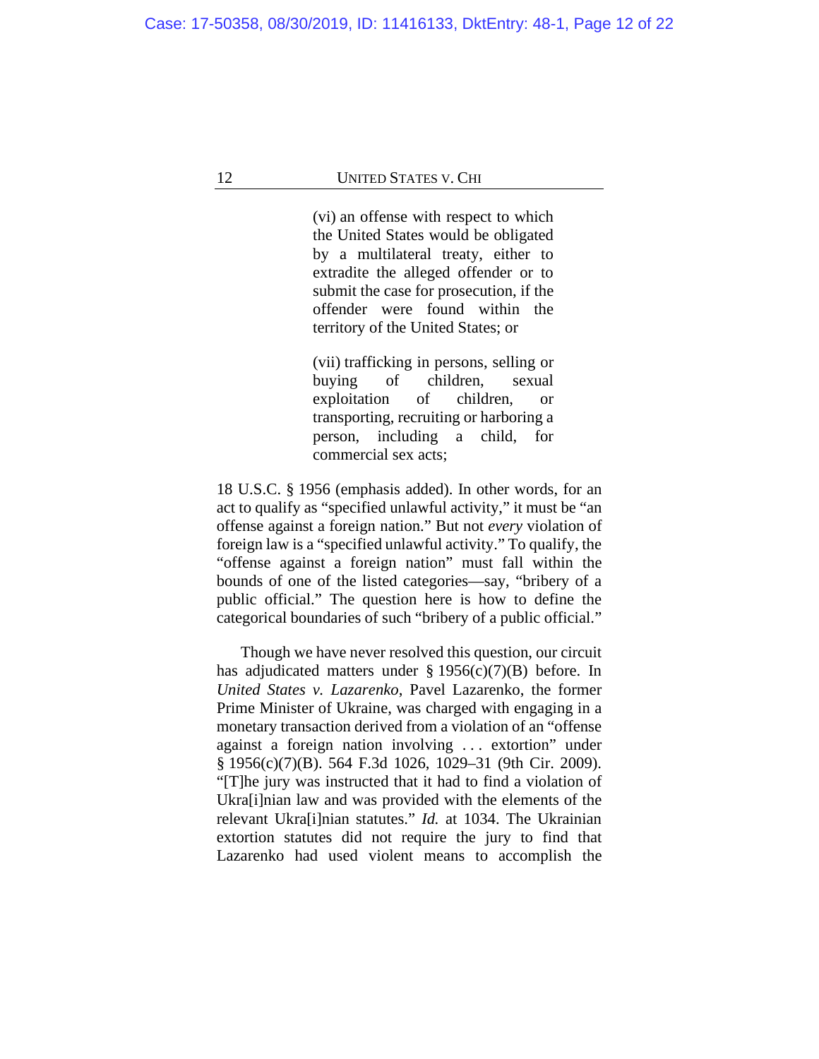> (vi) an offense with respect to which the United States would be obligated by a multilateral treaty, either to extradite the alleged offender or to submit the case for prosecution, if the offender were found within the territory of the United States; or
>
> (vii) trafficking in persons, selling or buying of children, sexual exploitation of children, or transporting, recruiting or harboring a person, including a child, for commercial sex acts;

18 U.S.C. § 1956 (emphasis added). In other words, for an act to qualify as "specified unlawful activity," it must be "an offense against a foreign nation." But not *every* violation of foreign law is a "specified unlawful activity." To qualify, the "offense against a foreign nation" must fall within the bounds of one of the listed categories—say, "bribery of a public official." The question here is how to define the categorical boundaries of such "bribery of a public official."

Though we have never resolved this question, our circuit has adjudicated matters under § 1956(c)(7)(B) before. In *United States v. Lazarenko*, Pavel Lazarenko, the former Prime Minister of Ukraine, was charged with engaging in a monetary transaction derived from a violation of an "offense against a foreign nation involving . . . extortion" under § 1956(c)(7)(B). 564 F.3d 1026, 1029–31 (9th Cir. 2009). "[T]he jury was instructed that it had to find a violation of Ukra[i]nian law and was provided with the elements of the relevant Ukra[i]nian statutes." *Id.* at 1034. The Ukrainian extortion statutes did not require the jury to find that Lazarenko had used violent means to accomplish the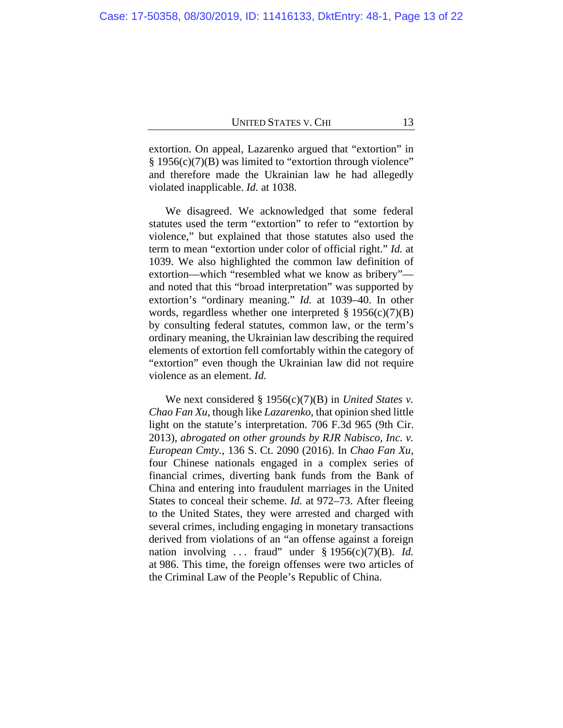extortion. On appeal, Lazarenko argued that "extortion" in § 1956(c)(7)(B) was limited to "extortion through violence" and therefore made the Ukrainian law he had allegedly violated inapplicable. *Id.* at 1038.

We disagreed. We acknowledged that some federal statutes used the term "extortion" to refer to "extortion by violence," but explained that those statutes also used the term to mean "extortion under color of official right." *Id.* at 1039. We also highlighted the common law definition of extortion—which "resembled what we know as bribery"—and noted that this "broad interpretation" was supported by extortion's "ordinary meaning." *Id.* at 1039–40. In other words, regardless whether one interpreted § 1956(c)(7)(B) by consulting federal statutes, common law, or the term's ordinary meaning, the Ukrainian law describing the required elements of extortion fell comfortably within the category of "extortion" even though the Ukrainian law did not require violence as an element. *Id.*

We next considered § 1956(c)(7)(B) in *United States v. Chao Fan Xu*, though like *Lazarenko*, that opinion shed little light on the statute's interpretation. 706 F.3d 965 (9th Cir. 2013), *abrogated on other grounds by RJR Nabisco, Inc. v. European Cmty.*, 136 S. Ct. 2090 (2016). In *Chao Fan Xu*, four Chinese nationals engaged in a complex series of financial crimes, diverting bank funds from the Bank of China and entering into fraudulent marriages in the United States to conceal their scheme. *Id.* at 972–73. After fleeing to the United States, they were arrested and charged with several crimes, including engaging in monetary transactions derived from violations of an "an offense against a foreign nation involving . . . fraud" under § 1956(c)(7)(B). *Id.* at 986. This time, the foreign offenses were two articles of the Criminal Law of the People's Republic of China.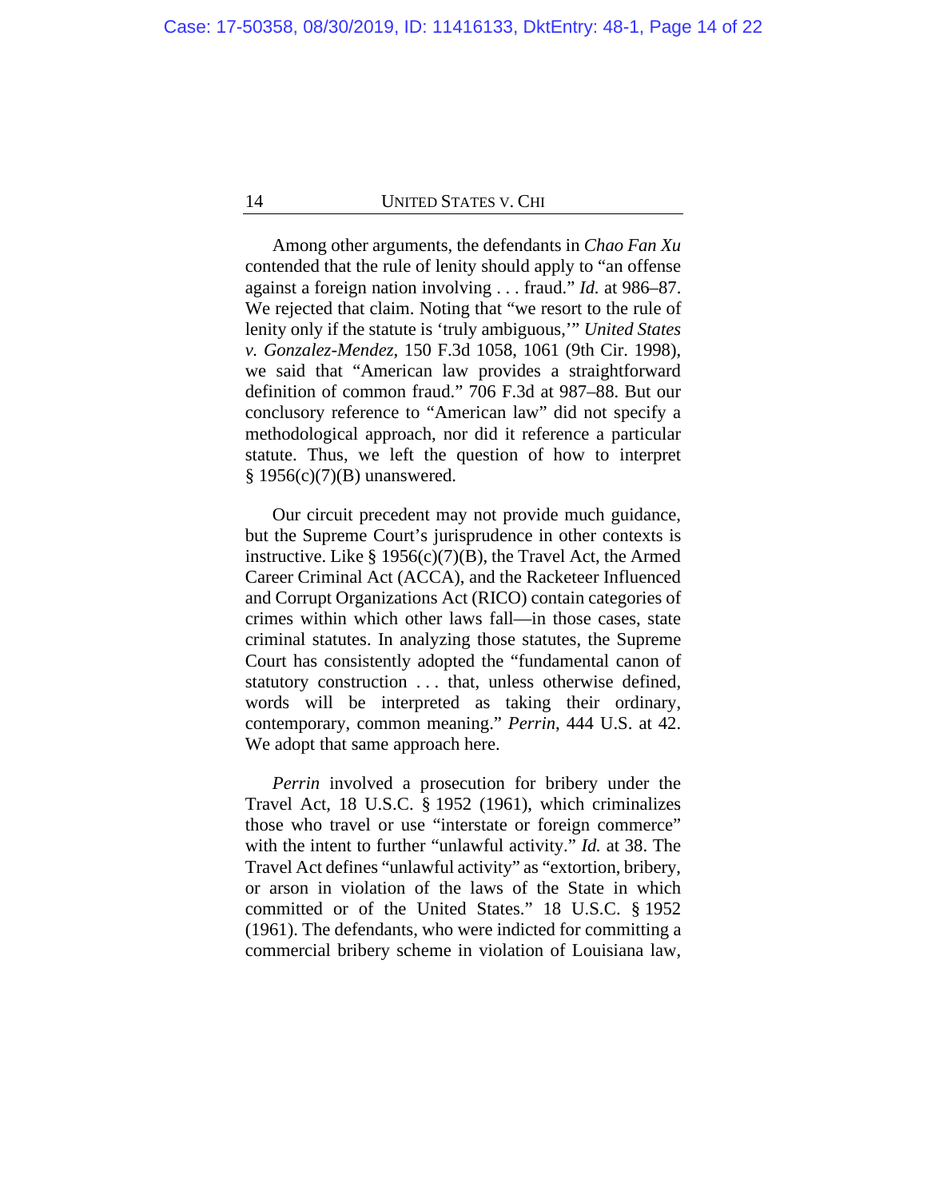Among other arguments, the defendants in *Chao Fan Xu* contended that the rule of lenity should apply to "an offense against a foreign nation involving . . . fraud." *Id.* at 986–87. We rejected that claim. Noting that "we resort to the rule of lenity only if the statute is 'truly ambiguous,'" *United States v. Gonzalez-Mendez*, 150 F.3d 1058, 1061 (9th Cir. 1998), we said that "American law provides a straightforward definition of common fraud." 706 F.3d at 987–88. But our conclusory reference to "American law" did not specify a methodological approach, nor did it reference a particular statute. Thus, we left the question of how to interpret § 1956(c)(7)(B) unanswered.

Our circuit precedent may not provide much guidance, but the Supreme Court's jurisprudence in other contexts is instructive. Like § 1956(c)(7)(B), the Travel Act, the Armed Career Criminal Act (ACCA), and the Racketeer Influenced and Corrupt Organizations Act (RICO) contain categories of crimes within which other laws fall—in those cases, state criminal statutes. In analyzing those statutes, the Supreme Court has consistently adopted the "fundamental canon of statutory construction . . . that, unless otherwise defined, words will be interpreted as taking their ordinary, contemporary, common meaning." *Perrin*, 444 U.S. at 42. We adopt that same approach here.

*Perrin* involved a prosecution for bribery under the Travel Act, 18 U.S.C. § 1952 (1961), which criminalizes those who travel or use "interstate or foreign commerce" with the intent to further "unlawful activity." *Id.* at 38. The Travel Act defines "unlawful activity" as "extortion, bribery, or arson in violation of the laws of the State in which committed or of the United States." 18 U.S.C. § 1952 (1961). The defendants, who were indicted for committing a commercial bribery scheme in violation of Louisiana law,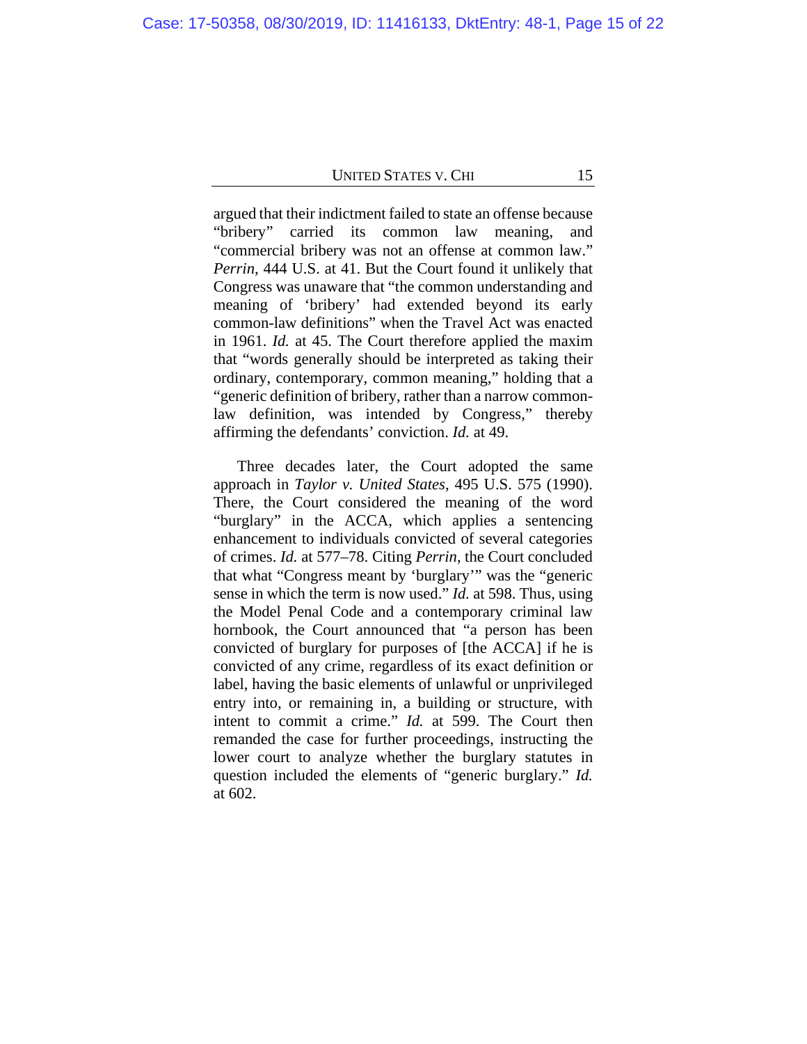argued that their indictment failed to state an offense because "bribery" carried its common law meaning, and "commercial bribery was not an offense at common law." *Perrin*, 444 U.S. at 41. But the Court found it unlikely that Congress was unaware that "the common understanding and meaning of 'bribery' had extended beyond its early common-law definitions" when the Travel Act was enacted in 1961. *Id.* at 45. The Court therefore applied the maxim that "words generally should be interpreted as taking their ordinary, contemporary, common meaning," holding that a "generic definition of bribery, rather than a narrow common-law definition, was intended by Congress," thereby affirming the defendants' conviction. *Id.* at 49.

Three decades later, the Court adopted the same approach in *Taylor v. United States*, 495 U.S. 575 (1990). There, the Court considered the meaning of the word "burglary" in the ACCA, which applies a sentencing enhancement to individuals convicted of several categories of crimes. *Id.* at 577–78. Citing *Perrin*, the Court concluded that what "Congress meant by 'burglary'" was the "generic sense in which the term is now used." *Id.* at 598. Thus, using the Model Penal Code and a contemporary criminal law hornbook, the Court announced that "a person has been convicted of burglary for purposes of [the ACCA] if he is convicted of any crime, regardless of its exact definition or label, having the basic elements of unlawful or unprivileged entry into, or remaining in, a building or structure, with intent to commit a crime." *Id.* at 599. The Court then remanded the case for further proceedings, instructing the lower court to analyze whether the burglary statutes in question included the elements of "generic burglary." *Id.* at 602.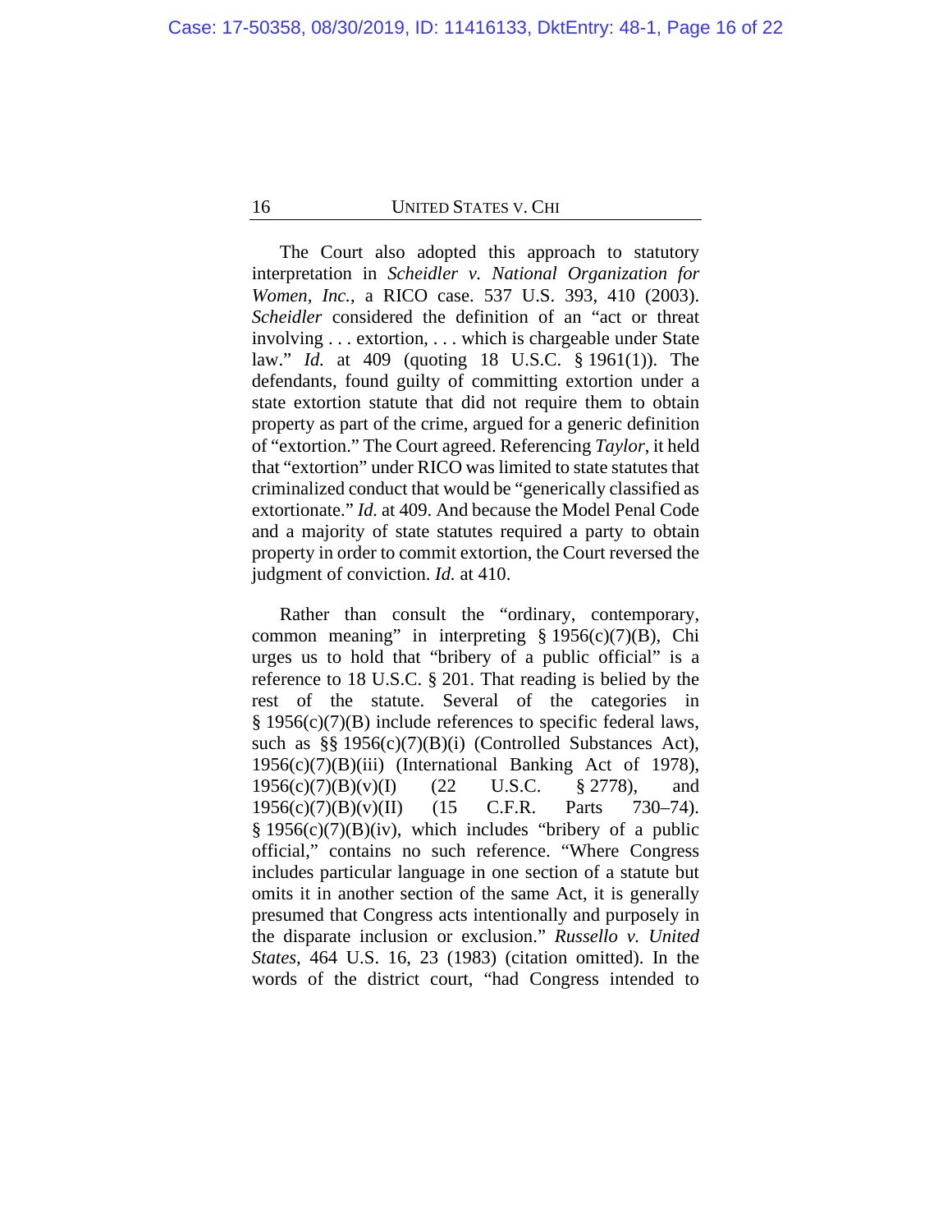The Court also adopted this approach to statutory interpretation in *Scheidler v. National Organization for Women, Inc.*, a RICO case. 537 U.S. 393, 410 (2003). *Scheidler* considered the definition of an "act or threat involving . . . extortion, . . . which is chargeable under State law." *Id.* at 409 (quoting 18 U.S.C. § 1961(1)). The defendants, found guilty of committing extortion under a state extortion statute that did not require them to obtain property as part of the crime, argued for a generic definition of "extortion." The Court agreed. Referencing *Taylor*, it held that "extortion" under RICO was limited to state statutes that criminalized conduct that would be "generically classified as extortionate." *Id.* at 409. And because the Model Penal Code and a majority of state statutes required a party to obtain property in order to commit extortion, the Court reversed the judgment of conviction. *Id.* at 410.

Rather than consult the "ordinary, contemporary, common meaning" in interpreting § 1956(c)(7)(B), Chi urges us to hold that "bribery of a public official" is a reference to 18 U.S.C. § 201. That reading is belied by the rest of the statute. Several of the categories in § 1956(c)(7)(B) include references to specific federal laws, such as §§ 1956(c)(7)(B)(i) (Controlled Substances Act), 1956(c)(7)(B)(iii) (International Banking Act of 1978), 1956(c)(7)(B)(v)(I) (22 U.S.C. § 2778), and 1956(c)(7)(B)(v)(II) (15 C.F.R. Parts 730–74). § 1956(c)(7)(B)(iv), which includes "bribery of a public official," contains no such reference. "Where Congress includes particular language in one section of a statute but omits it in another section of the same Act, it is generally presumed that Congress acts intentionally and purposely in the disparate inclusion or exclusion." *Russello v. United States*, 464 U.S. 16, 23 (1983) (citation omitted). In the words of the district court, "had Congress intended to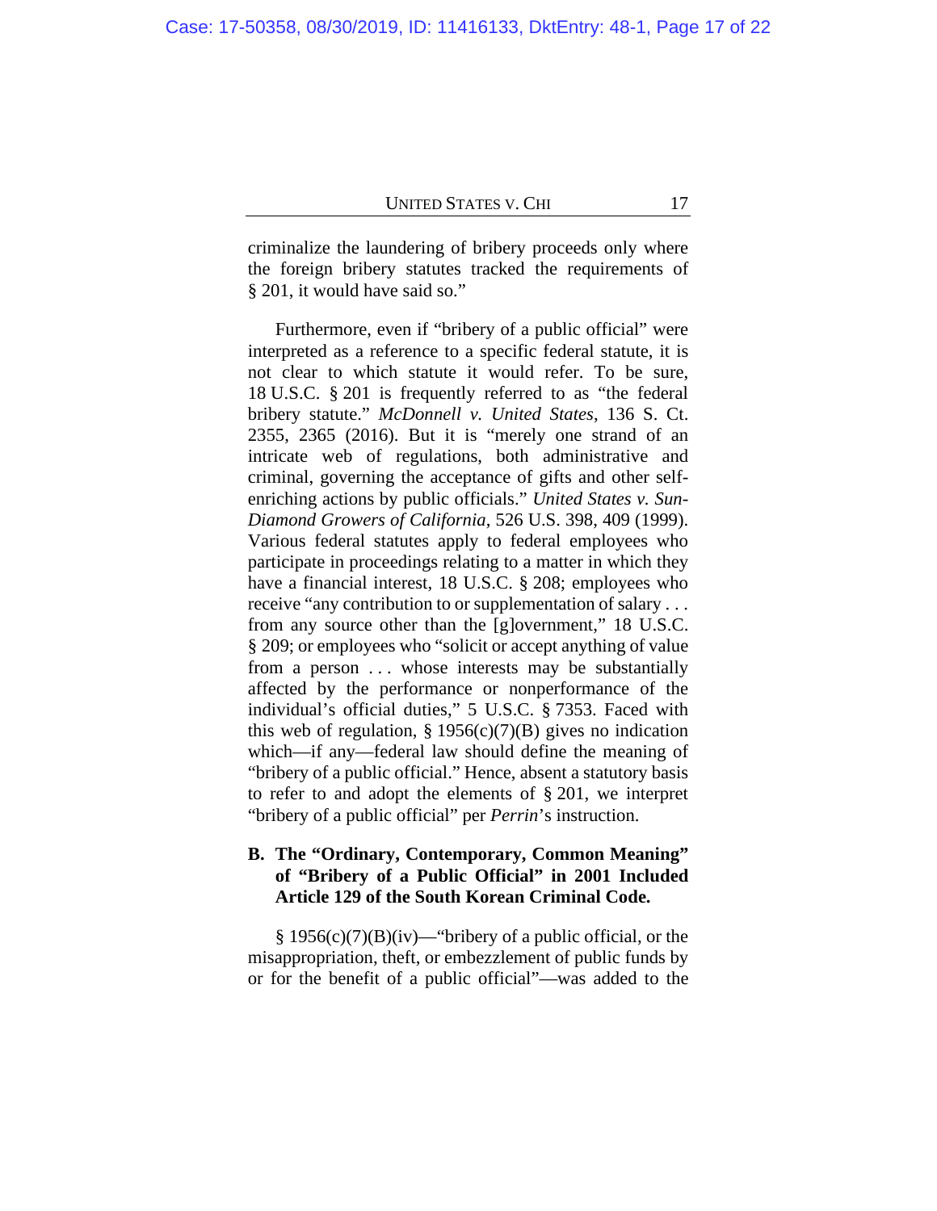criminalize the laundering of bribery proceeds only where the foreign bribery statutes tracked the requirements of § 201, it would have said so."

Furthermore, even if "bribery of a public official" were interpreted as a reference to a specific federal statute, it is not clear to which statute it would refer. To be sure, 18 U.S.C. § 201 is frequently referred to as "the federal bribery statute." *McDonnell v. United States*, 136 S. Ct. 2355, 2365 (2016). But it is "merely one strand of an intricate web of regulations, both administrative and criminal, governing the acceptance of gifts and other self-enriching actions by public officials." *United States v. Sun-Diamond Growers of California*, 526 U.S. 398, 409 (1999). Various federal statutes apply to federal employees who participate in proceedings relating to a matter in which they have a financial interest, 18 U.S.C. § 208; employees who receive "any contribution to or supplementation of salary . . . from any source other than the [g]overnment," 18 U.S.C. § 209; or employees who "solicit or accept anything of value from a person . . . whose interests may be substantially affected by the performance or nonperformance of the individual's official duties," 5 U.S.C. § 7353. Faced with this web of regulation, § 1956(c)(7)(B) gives no indication which—if any—federal law should define the meaning of "bribery of a public official." Hence, absent a statutory basis to refer to and adopt the elements of § 201, we interpret "bribery of a public official" per *Perrin*'s instruction.

### B. The "Ordinary, Contemporary, Common Meaning" of "Bribery of a Public Official" in 2001 Included Article 129 of the South Korean Criminal Code.

§ 1956(c)(7)(B)(iv)—"bribery of a public official, or the misappropriation, theft, or embezzlement of public funds by or for the benefit of a public official"—was added to the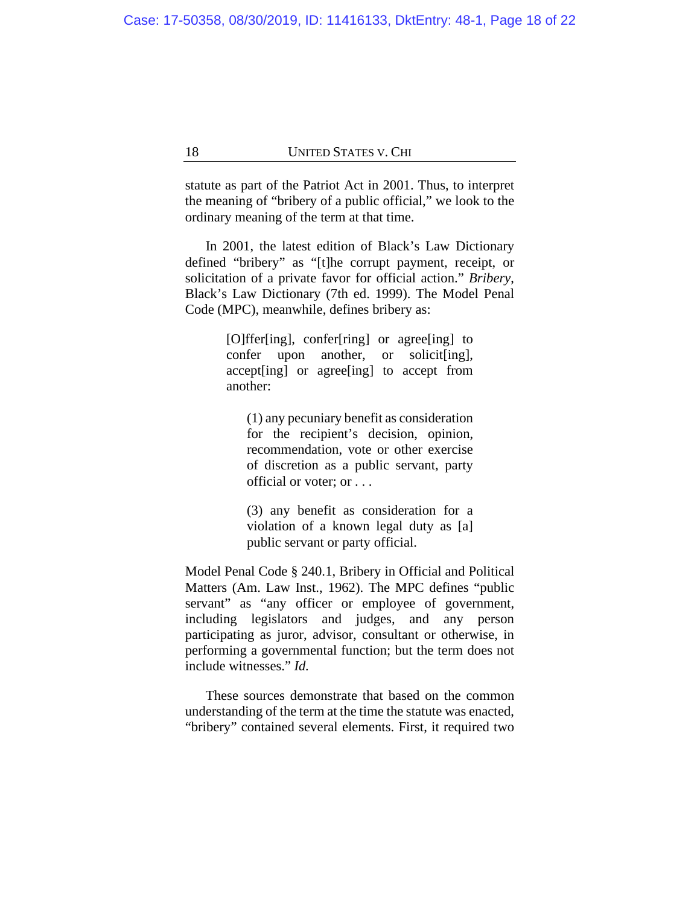statute as part of the Patriot Act in 2001. Thus, to interpret the meaning of "bribery of a public official," we look to the ordinary meaning of the term at that time.

In 2001, the latest edition of Black's Law Dictionary defined "bribery" as "[t]he corrupt payment, receipt, or solicitation of a private favor for official action." *Bribery*, Black's Law Dictionary (7th ed. 1999). The Model Penal Code (MPC), meanwhile, defines bribery as:

> [O]ffer[ing], confer[ring] or agree[ing] to confer upon another, or solicit[ing], accept[ing] or agree[ing] to accept from another:
>
> > (1) any pecuniary benefit as consideration for the recipient's decision, opinion, recommendation, vote or other exercise of discretion as a public servant, party official or voter; or . . .
> >
> > (3) any benefit as consideration for a violation of a known legal duty as [a] public servant or party official.

Model Penal Code § 240.1, Bribery in Official and Political Matters (Am. Law Inst., 1962). The MPC defines "public servant" as "any officer or employee of government, including legislators and judges, and any person participating as juror, advisor, consultant or otherwise, in performing a governmental function; but the term does not include witnesses." *Id.*

These sources demonstrate that based on the common understanding of the term at the time the statute was enacted, "bribery" contained several elements. First, it required two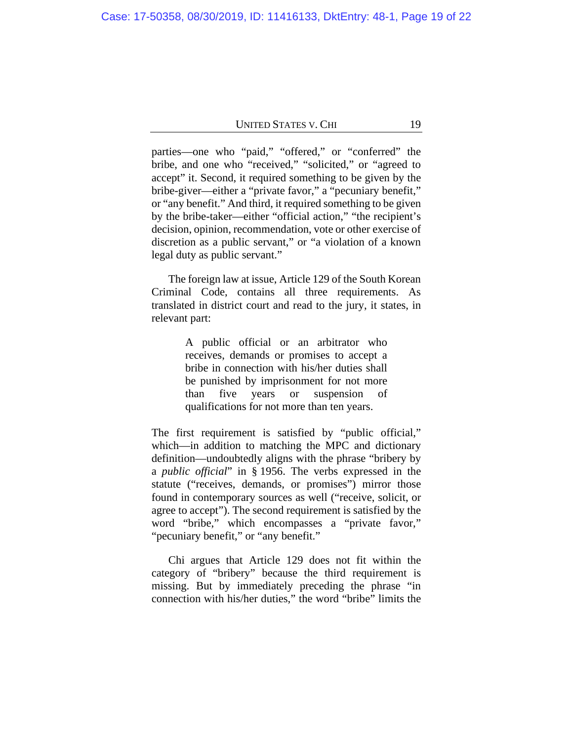parties—one who "paid," "offered," or "conferred" the bribe, and one who "received," "solicited," or "agreed to accept" it. Second, it required something to be given by the bribe-giver—either a "private favor," a "pecuniary benefit," or "any benefit." And third, it required something to be given by the bribe-taker—either "official action," "the recipient's decision, opinion, recommendation, vote or other exercise of discretion as a public servant," or "a violation of a known legal duty as public servant."

The foreign law at issue, Article 129 of the South Korean Criminal Code, contains all three requirements. As translated in district court and read to the jury, it states, in relevant part:

> A public official or an arbitrator who receives, demands or promises to accept a bribe in connection with his/her duties shall be punished by imprisonment for not more than five years or suspension of qualifications for not more than ten years.

The first requirement is satisfied by "public official," which—in addition to matching the MPC and dictionary definition—undoubtedly aligns with the phrase "bribery by a *public official*" in § 1956. The verbs expressed in the statute ("receives, demands, or promises") mirror those found in contemporary sources as well ("receive, solicit, or agree to accept"). The second requirement is satisfied by the word "bribe," which encompasses a "private favor," "pecuniary benefit," or "any benefit."

Chi argues that Article 129 does not fit within the category of "bribery" because the third requirement is missing. But by immediately preceding the phrase "in connection with his/her duties," the word "bribe" limits the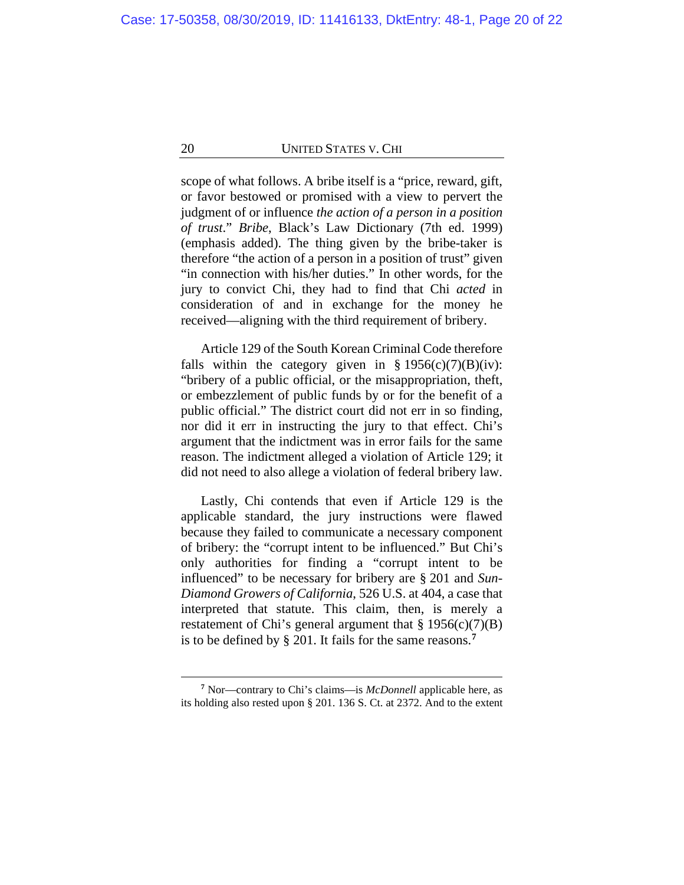scope of what follows. A bribe itself is a "price, reward, gift, or favor bestowed or promised with a view to pervert the judgment of or influence *the action of a person in a position of trust*." *Bribe*, Black's Law Dictionary (7th ed. 1999) (emphasis added). The thing given by the bribe-taker is therefore "the action of a person in a position of trust" given "in connection with his/her duties." In other words, for the jury to convict Chi, they had to find that Chi *acted* in consideration of and in exchange for the money he received—aligning with the third requirement of bribery.

Article 129 of the South Korean Criminal Code therefore falls within the category given in § 1956(c)(7)(B)(iv): "bribery of a public official, or the misappropriation, theft, or embezzlement of public funds by or for the benefit of a public official." The district court did not err in so finding, nor did it err in instructing the jury to that effect. Chi's argument that the indictment was in error fails for the same reason. The indictment alleged a violation of Article 129; it did not need to also allege a violation of federal bribery law.

Lastly, Chi contends that even if Article 129 is the applicable standard, the jury instructions were flawed because they failed to communicate a necessary component of bribery: the "corrupt intent to be influenced." But Chi's only authorities for finding a "corrupt intent to be influenced" to be necessary for bribery are § 201 and *Sun-Diamond Growers of California*, 526 U.S. at 404, a case that interpreted that statute. This claim, then, is merely a restatement of Chi's general argument that § 1956(c)(7)(B) is to be defined by § 201. It fails for the same reasons.[7]

---

[7] Nor—contrary to Chi's claims—is *McDonnell* applicable here, as its holding also rested upon § 201. 136 S. Ct. at 2372. And to the extent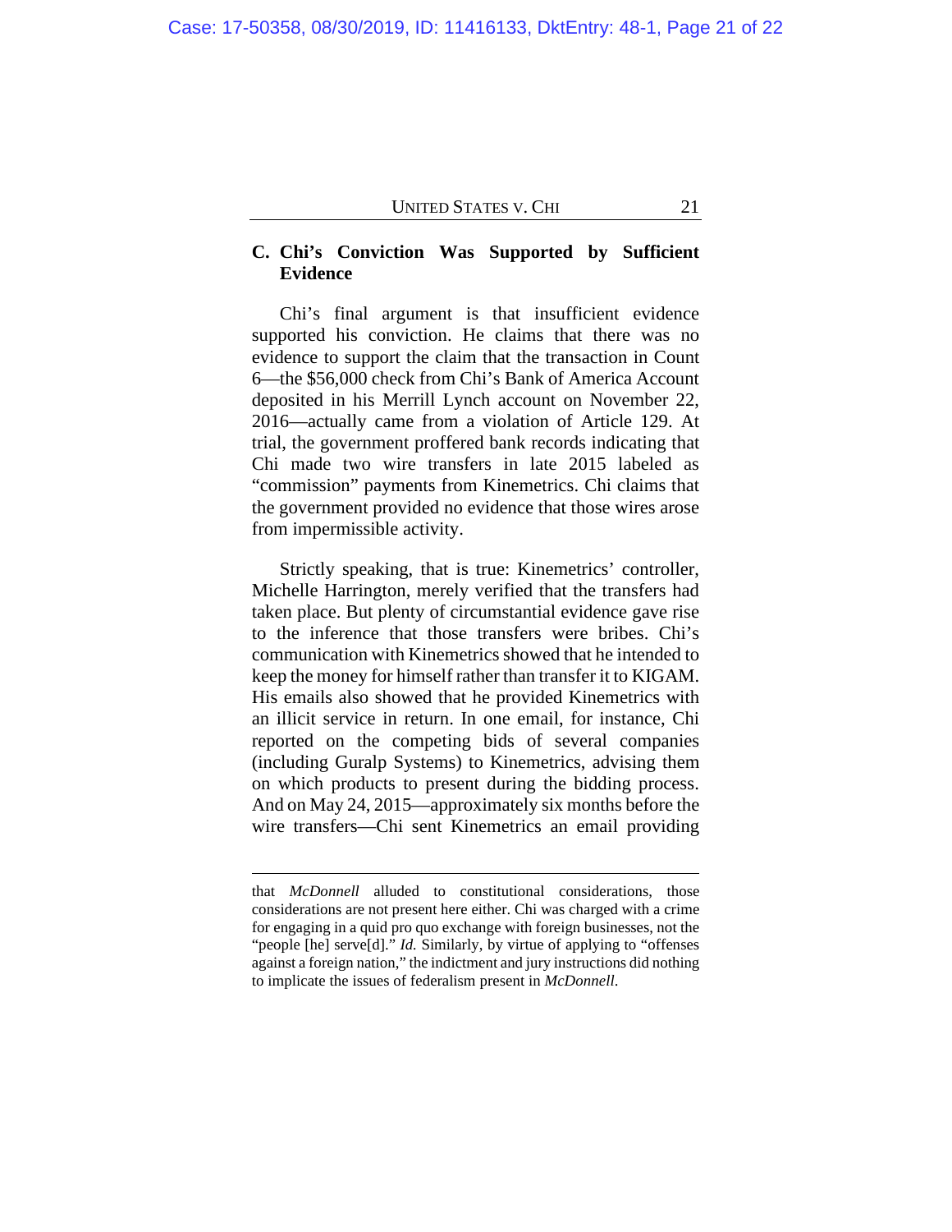### C. Chi's Conviction Was Supported by Sufficient Evidence

Chi's final argument is that insufficient evidence supported his conviction. He claims that there was no evidence to support the claim that the transaction in Count 6—the $56,000 check from Chi's Bank of America Account deposited in his Merrill Lynch account on November 22, 2016—actually came from a violation of Article 129. At trial, the government proffered bank records indicating that Chi made two wire transfers in late 2015 labeled as "commission" payments from Kinemetrics. Chi claims that the government provided no evidence that those wires arose from impermissible activity.

Strictly speaking, that is true: Kinemetrics' controller, Michelle Harrington, merely verified that the transfers had taken place. But plenty of circumstantial evidence gave rise to the inference that those transfers were bribes. Chi's communication with Kinemetrics showed that he intended to keep the money for himself rather than transfer it to KIGAM. His emails also showed that he provided Kinemetrics with an illicit service in return. In one email, for instance, Chi reported on the competing bids of several companies (including Guralp Systems) to Kinemetrics, advising them on which products to present during the bidding process. And on May 24, 2015—approximately six months before the wire transfers—Chi sent Kinemetrics an email providing

---

that *McDonnell* alluded to constitutional considerations, those considerations are not present here either. Chi was charged with a crime for engaging in a quid pro quo exchange with foreign businesses, not the "people [he] serve[d]." *Id.* Similarly, by virtue of applying to "offenses against a foreign nation," the indictment and jury instructions did nothing to implicate the issues of federalism present in *McDonnell*.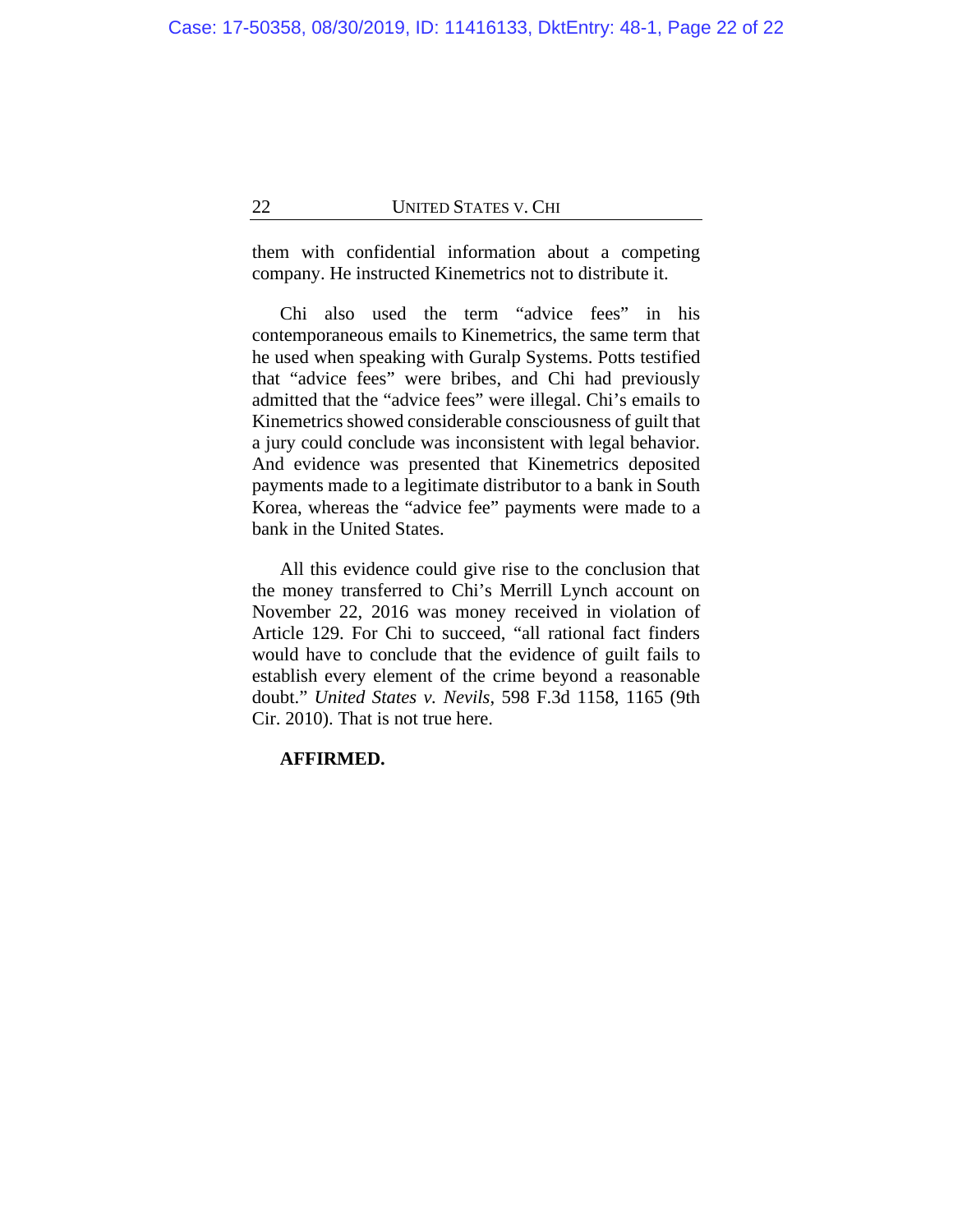them with confidential information about a competing company. He instructed Kinemetrics not to distribute it.

Chi also used the term "advice fees" in his contemporaneous emails to Kinemetrics, the same term that he used when speaking with Guralp Systems. Potts testified that "advice fees" were bribes, and Chi had previously admitted that the "advice fees" were illegal. Chi's emails to Kinemetrics showed considerable consciousness of guilt that a jury could conclude was inconsistent with legal behavior. And evidence was presented that Kinemetrics deposited payments made to a legitimate distributor to a bank in South Korea, whereas the "advice fee" payments were made to a bank in the United States.

All this evidence could give rise to the conclusion that the money transferred to Chi's Merrill Lynch account on November 22, 2016 was money received in violation of Article 129. For Chi to succeed, "all rational fact finders would have to conclude that the evidence of guilt fails to establish every element of the crime beyond a reasonable doubt." *United States v. Nevils*, 598 F.3d 1158, 1165 (9th Cir. 2010). That is not true here.

**AFFIRMED.**